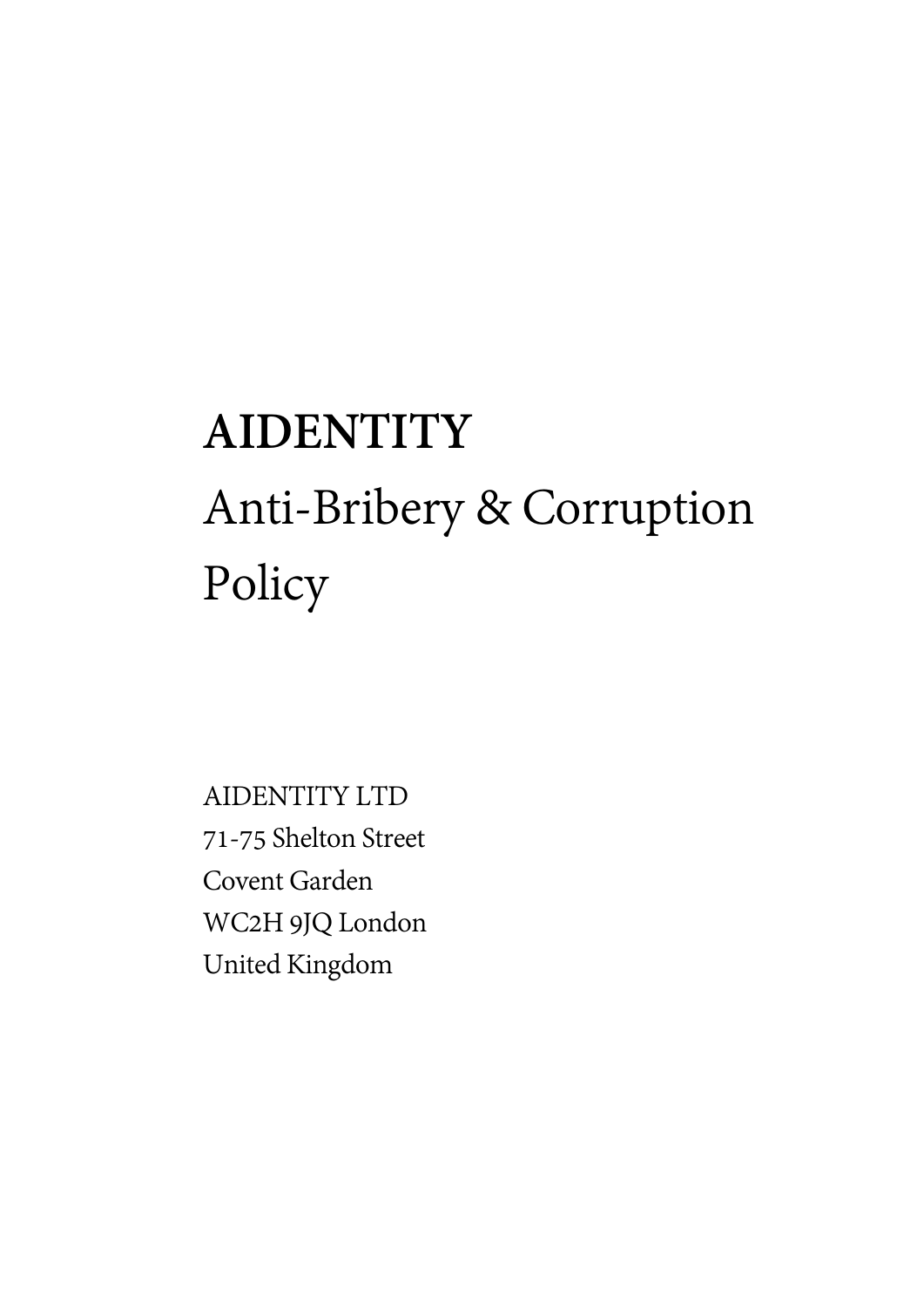# AIDENTITY

Anti-Bribery & Corruption Policy

AIDENTITY LTD
71-75 Shelton Street
Covent Garden
WC2H 9JQ London
United Kingdom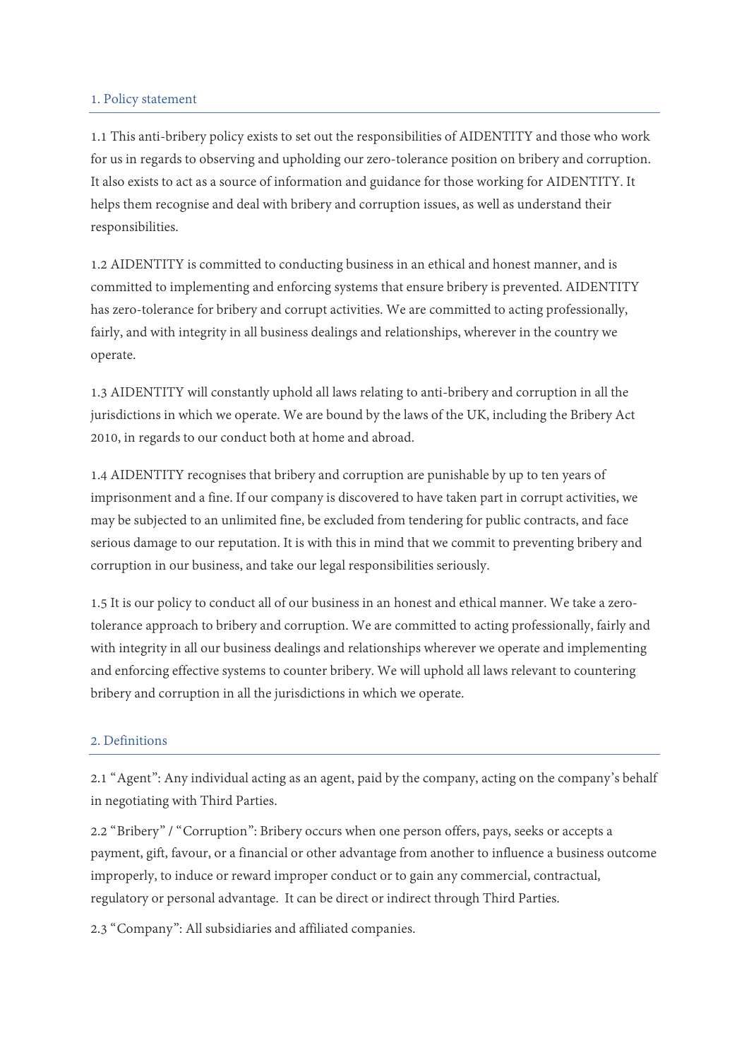## 1. Policy statement

1.1 This anti-bribery policy exists to set out the responsibilities of AIDENTITY and those who work for us in regards to observing and upholding our zero-tolerance position on bribery and corruption. It also exists to act as a source of information and guidance for those working for AIDENTITY. It helps them recognise and deal with bribery and corruption issues, as well as understand their responsibilities.

1.2 AIDENTITY is committed to conducting business in an ethical and honest manner, and is committed to implementing and enforcing systems that ensure bribery is prevented. AIDENTITY has zero-tolerance for bribery and corrupt activities. We are committed to acting professionally, fairly, and with integrity in all business dealings and relationships, wherever in the country we operate.

1.3 AIDENTITY will constantly uphold all laws relating to anti-bribery and corruption in all the jurisdictions in which we operate. We are bound by the laws of the UK, including the Bribery Act 2010, in regards to our conduct both at home and abroad.

1.4 AIDENTITY recognises that bribery and corruption are punishable by up to ten years of imprisonment and a fine. If our company is discovered to have taken part in corrupt activities, we may be subjected to an unlimited fine, be excluded from tendering for public contracts, and face serious damage to our reputation. It is with this in mind that we commit to preventing bribery and corruption in our business, and take our legal responsibilities seriously.

1.5 It is our policy to conduct all of our business in an honest and ethical manner. We take a zero-tolerance approach to bribery and corruption. We are committed to acting professionally, fairly and with integrity in all our business dealings and relationships wherever we operate and implementing and enforcing effective systems to counter bribery. We will uphold all laws relevant to countering bribery and corruption in all the jurisdictions in which we operate.

## 2. Definitions

2.1 "Agent": Any individual acting as an agent, paid by the company, acting on the company's behalf in negotiating with Third Parties.

2.2 "Bribery" / "Corruption": Bribery occurs when one person offers, pays, seeks or accepts a payment, gift, favour, or a financial or other advantage from another to influence a business outcome improperly, to induce or reward improper conduct or to gain any commercial, contractual, regulatory or personal advantage. It can be direct or indirect through Third Parties.

2.3 "Company": All subsidiaries and affiliated companies.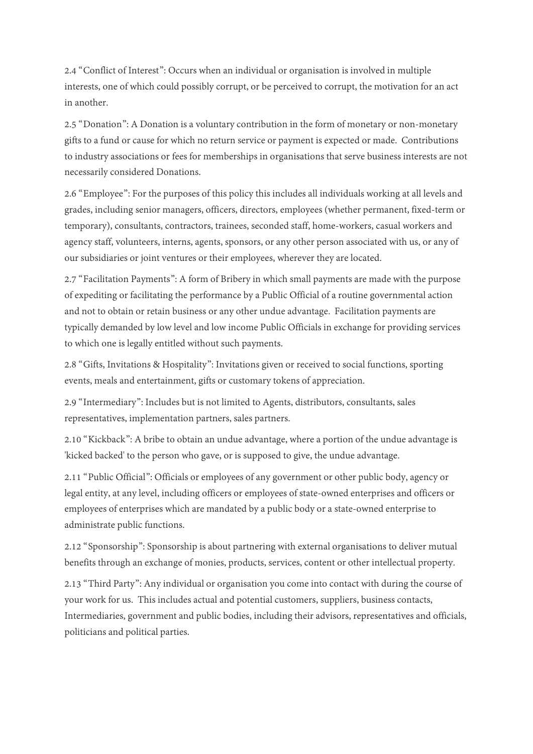2.4 “Conflict of Interest”: Occurs when an individual or organisation is involved in multiple interests, one of which could possibly corrupt, or be perceived to corrupt, the motivation for an act in another.

2.5 “Donation”: A Donation is a voluntary contribution in the form of monetary or non-monetary gifts to a fund or cause for which no return service or payment is expected or made. Contributions to industry associations or fees for memberships in organisations that serve business interests are not necessarily considered Donations.

2.6 “Employee”: For the purposes of this policy this includes all individuals working at all levels and grades, including senior managers, officers, directors, employees (whether permanent, fixed-term or temporary), consultants, contractors, trainees, seconded staff, home-workers, casual workers and agency staff, volunteers, interns, agents, sponsors, or any other person associated with us, or any of our subsidiaries or joint ventures or their employees, wherever they are located.

2.7 “Facilitation Payments”: A form of Bribery in which small payments are made with the purpose of expediting or facilitating the performance by a Public Official of a routine governmental action and not to obtain or retain business or any other undue advantage. Facilitation payments are typically demanded by low level and low income Public Officials in exchange for providing services to which one is legally entitled without such payments.

2.8 “Gifts, Invitations & Hospitality”: Invitations given or received to social functions, sporting events, meals and entertainment, gifts or customary tokens of appreciation.

2.9 “Intermediary”: Includes but is not limited to Agents, distributors, consultants, sales representatives, implementation partners, sales partners.

2.10 “Kickback”: A bribe to obtain an undue advantage, where a portion of the undue advantage is 'kicked backed' to the person who gave, or is supposed to give, the undue advantage.

2.11 “Public Official”: Officials or employees of any government or other public body, agency or legal entity, at any level, including officers or employees of state-owned enterprises and officers or employees of enterprises which are mandated by a public body or a state-owned enterprise to administrate public functions.

2.12 “Sponsorship”: Sponsorship is about partnering with external organisations to deliver mutual benefits through an exchange of monies, products, services, content or other intellectual property.

2.13 “Third Party”: Any individual or organisation you come into contact with during the course of your work for us. This includes actual and potential customers, suppliers, business contacts, Intermediaries, government and public bodies, including their advisors, representatives and officials, politicians and political parties.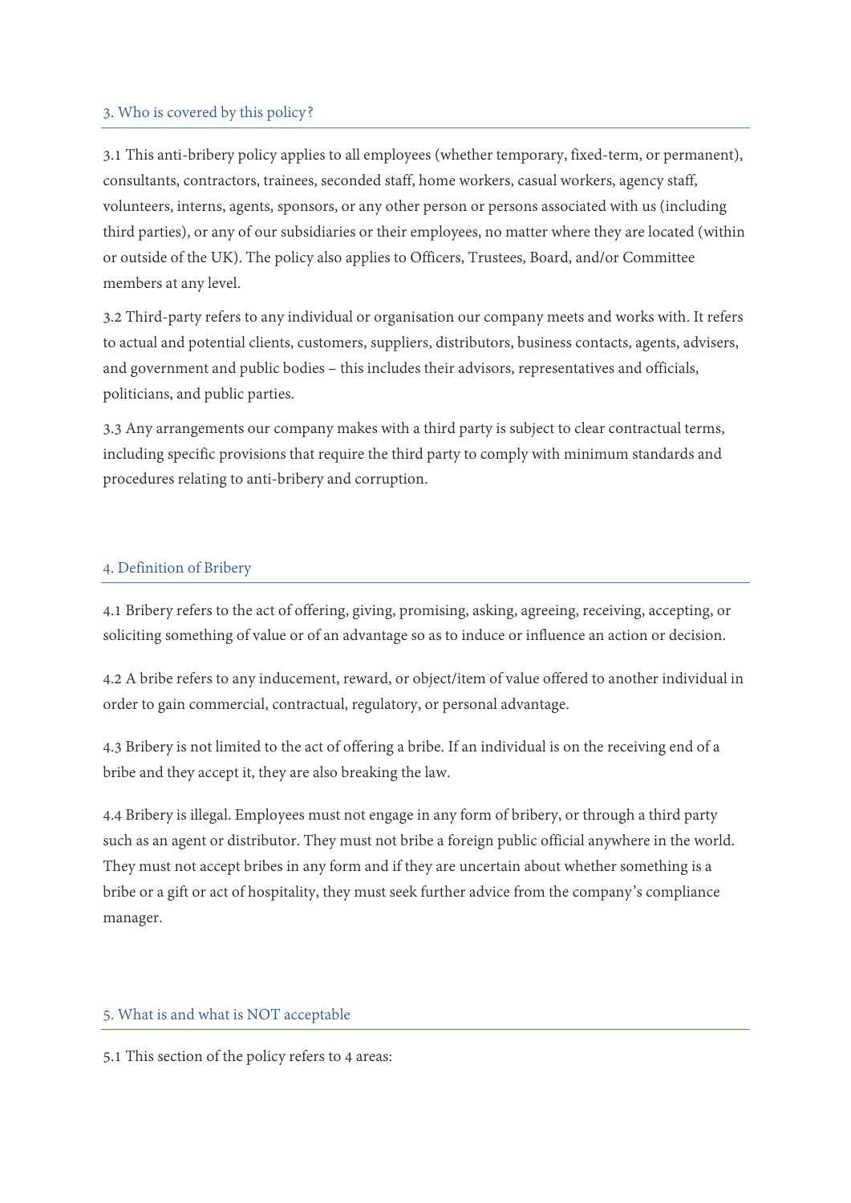## 3. Who is covered by this policy?

3.1 This anti-bribery policy applies to all employees (whether temporary, fixed-term, or permanent), consultants, contractors, trainees, seconded staff, home workers, casual workers, agency staff, volunteers, interns, agents, sponsors, or any other person or persons associated with us (including third parties), or any of our subsidiaries or their employees, no matter where they are located (within or outside of the UK). The policy also applies to Officers, Trustees, Board, and/or Committee members at any level.

3.2 Third-party refers to any individual or organisation our company meets and works with. It refers to actual and potential clients, customers, suppliers, distributors, business contacts, agents, advisers, and government and public bodies – this includes their advisors, representatives and officials, politicians, and public parties.

3.3 Any arrangements our company makes with a third party is subject to clear contractual terms, including specific provisions that require the third party to comply with minimum standards and procedures relating to anti-bribery and corruption.

## 4. Definition of Bribery

4.1 Bribery refers to the act of offering, giving, promising, asking, agreeing, receiving, accepting, or soliciting something of value or of an advantage so as to induce or influence an action or decision.

4.2 A bribe refers to any inducement, reward, or object/item of value offered to another individual in order to gain commercial, contractual, regulatory, or personal advantage.

4.3 Bribery is not limited to the act of offering a bribe. If an individual is on the receiving end of a bribe and they accept it, they are also breaking the law.

4.4 Bribery is illegal. Employees must not engage in any form of bribery, or through a third party such as an agent or distributor. They must not bribe a foreign public official anywhere in the world. They must not accept bribes in any form and if they are uncertain about whether something is a bribe or a gift or act of hospitality, they must seek further advice from the company's compliance manager.

## 5. What is and what is NOT acceptable

5.1 This section of the policy refers to 4 areas: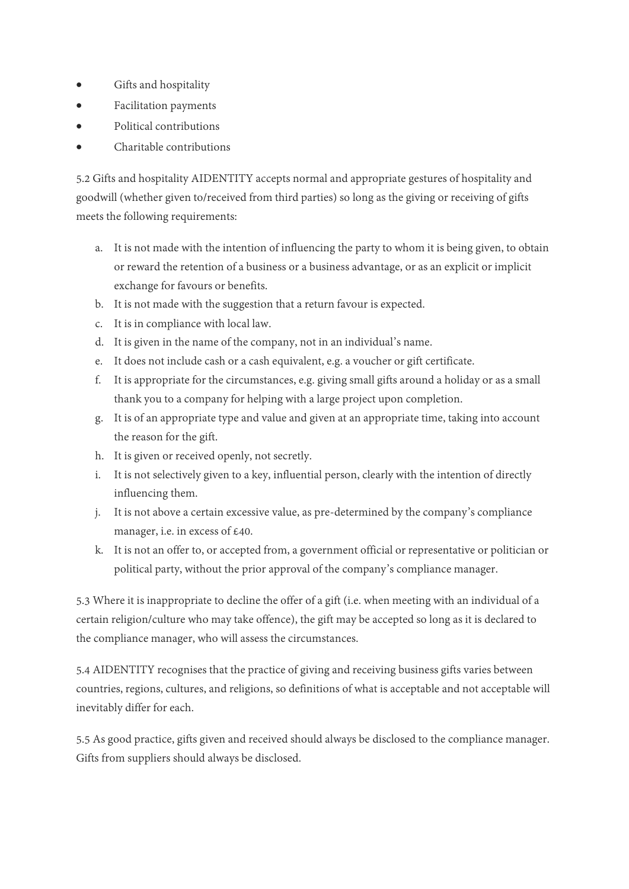- Gifts and hospitality
- Facilitation payments
- Political contributions
- Charitable contributions

5.2 Gifts and hospitality AIDENTITY accepts normal and appropriate gestures of hospitality and goodwill (whether given to/received from third parties) so long as the giving or receiving of gifts meets the following requirements:

a. It is not made with the intention of influencing the party to whom it is being given, to obtain or reward the retention of a business or a business advantage, or as an explicit or implicit exchange for favours or benefits.
b. It is not made with the suggestion that a return favour is expected.
c. It is in compliance with local law.
d. It is given in the name of the company, not in an individual's name.
e. It does not include cash or a cash equivalent, e.g. a voucher or gift certificate.
f. It is appropriate for the circumstances, e.g. giving small gifts around a holiday or as a small thank you to a company for helping with a large project upon completion.
g. It is of an appropriate type and value and given at an appropriate time, taking into account the reason for the gift.
h. It is given or received openly, not secretly.
i. It is not selectively given to a key, influential person, clearly with the intention of directly influencing them.
j. It is not above a certain excessive value, as pre-determined by the company's compliance manager, i.e. in excess of £40.
k. It is not an offer to, or accepted from, a government official or representative or politician or political party, without the prior approval of the company's compliance manager.

5.3 Where it is inappropriate to decline the offer of a gift (i.e. when meeting with an individual of a certain religion/culture who may take offence), the gift may be accepted so long as it is declared to the compliance manager, who will assess the circumstances.

5.4 AIDENTITY recognises that the practice of giving and receiving business gifts varies between countries, regions, cultures, and religions, so definitions of what is acceptable and not acceptable will inevitably differ for each.

5.5 As good practice, gifts given and received should always be disclosed to the compliance manager. Gifts from suppliers should always be disclosed.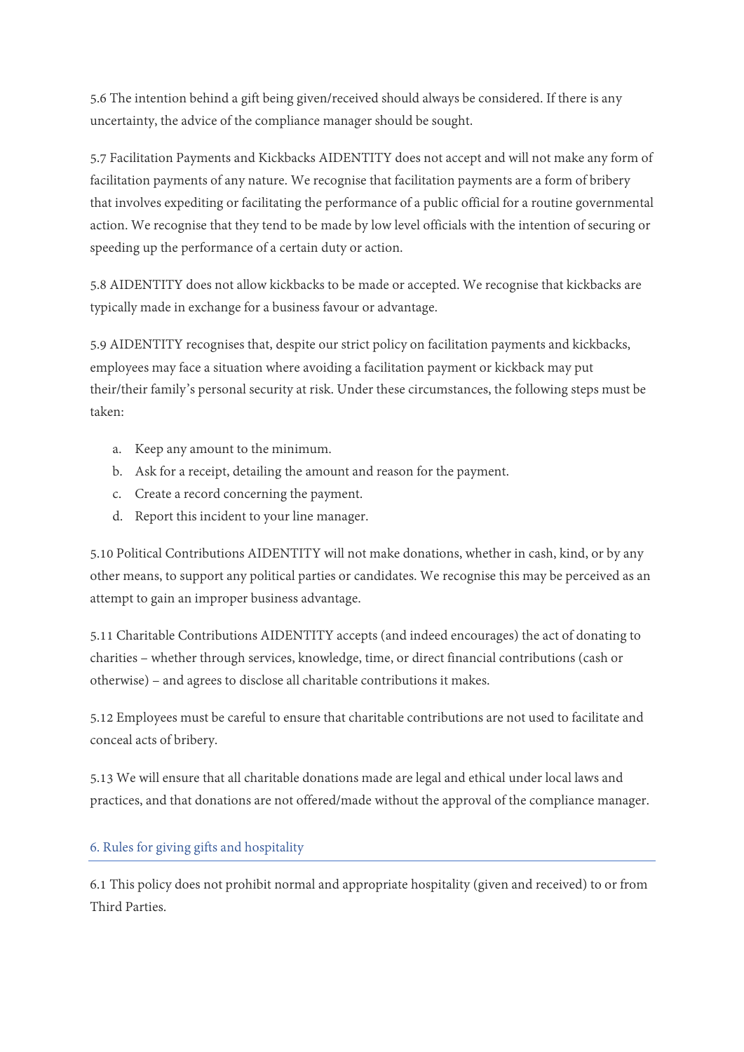5.6 The intention behind a gift being given/received should always be considered. If there is any uncertainty, the advice of the compliance manager should be sought.

5.7 Facilitation Payments and Kickbacks AIDENTITY does not accept and will not make any form of facilitation payments of any nature. We recognise that facilitation payments are a form of bribery that involves expediting or facilitating the performance of a public official for a routine governmental action. We recognise that they tend to be made by low level officials with the intention of securing or speeding up the performance of a certain duty or action.

5.8 AIDENTITY does not allow kickbacks to be made or accepted. We recognise that kickbacks are typically made in exchange for a business favour or advantage.

5.9 AIDENTITY recognises that, despite our strict policy on facilitation payments and kickbacks, employees may face a situation where avoiding a facilitation payment or kickback may put their/their family's personal security at risk. Under these circumstances, the following steps must be taken:

a. Keep any amount to the minimum.
b. Ask for a receipt, detailing the amount and reason for the payment.
c. Create a record concerning the payment.
d. Report this incident to your line manager.

5.10 Political Contributions AIDENTITY will not make donations, whether in cash, kind, or by any other means, to support any political parties or candidates. We recognise this may be perceived as an attempt to gain an improper business advantage.

5.11 Charitable Contributions AIDENTITY accepts (and indeed encourages) the act of donating to charities – whether through services, knowledge, time, or direct financial contributions (cash or otherwise) – and agrees to disclose all charitable contributions it makes.

5.12 Employees must be careful to ensure that charitable contributions are not used to facilitate and conceal acts of bribery.

5.13 We will ensure that all charitable donations made are legal and ethical under local laws and practices, and that donations are not offered/made without the approval of the compliance manager.

## 6. Rules for giving gifts and hospitality

6.1 This policy does not prohibit normal and appropriate hospitality (given and received) to or from Third Parties.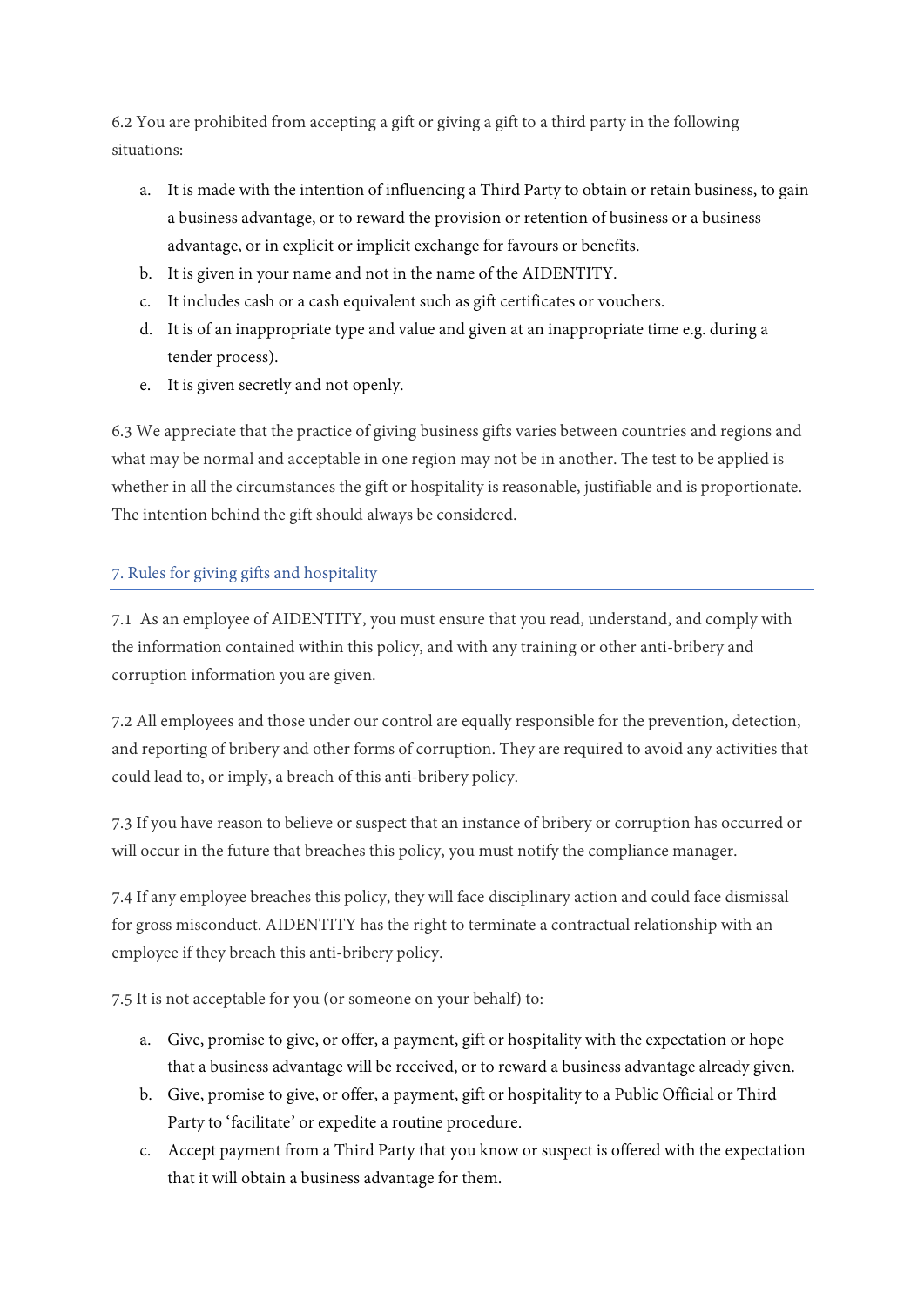6.2 You are prohibited from accepting a gift or giving a gift to a third party in the following situations:

a. It is made with the intention of influencing a Third Party to obtain or retain business, to gain a business advantage, or to reward the provision or retention of business or a business advantage, or in explicit or implicit exchange for favours or benefits.
b. It is given in your name and not in the name of the AIDENTITY.
c. It includes cash or a cash equivalent such as gift certificates or vouchers.
d. It is of an inappropriate type and value and given at an inappropriate time e.g. during a tender process).
e. It is given secretly and not openly.

6.3 We appreciate that the practice of giving business gifts varies between countries and regions and what may be normal and acceptable in one region may not be in another. The test to be applied is whether in all the circumstances the gift or hospitality is reasonable, justifiable and is proportionate. The intention behind the gift should always be considered.

## 7. Rules for giving gifts and hospitality

7.1 As an employee of AIDENTITY, you must ensure that you read, understand, and comply with the information contained within this policy, and with any training or other anti-bribery and corruption information you are given.

7.2 All employees and those under our control are equally responsible for the prevention, detection, and reporting of bribery and other forms of corruption. They are required to avoid any activities that could lead to, or imply, a breach of this anti-bribery policy.

7.3 If you have reason to believe or suspect that an instance of bribery or corruption has occurred or will occur in the future that breaches this policy, you must notify the compliance manager.

7.4 If any employee breaches this policy, they will face disciplinary action and could face dismissal for gross misconduct. AIDENTITY has the right to terminate a contractual relationship with an employee if they breach this anti-bribery policy.

7.5 It is not acceptable for you (or someone on your behalf) to:

a. Give, promise to give, or offer, a payment, gift or hospitality with the expectation or hope that a business advantage will be received, or to reward a business advantage already given.
b. Give, promise to give, or offer, a payment, gift or hospitality to a Public Official or Third Party to 'facilitate' or expedite a routine procedure.
c. Accept payment from a Third Party that you know or suspect is offered with the expectation that it will obtain a business advantage for them.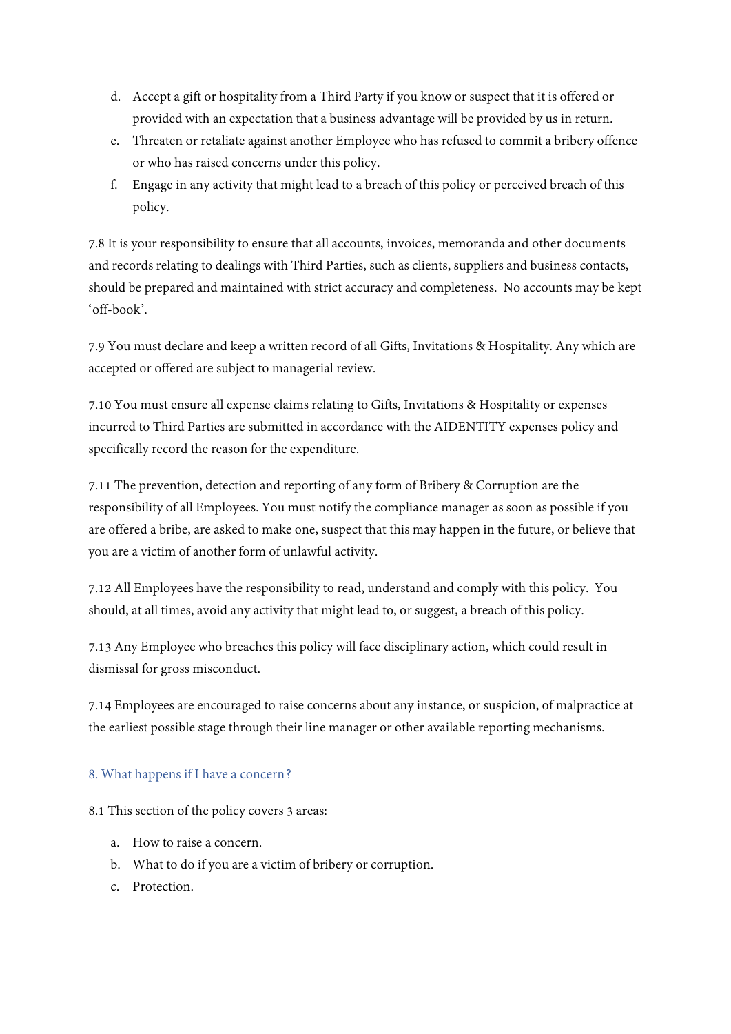d. Accept a gift or hospitality from a Third Party if you know or suspect that it is offered or provided with an expectation that a business advantage will be provided by us in return.
e. Threaten or retaliate against another Employee who has refused to commit a bribery offence or who has raised concerns under this policy.
f. Engage in any activity that might lead to a breach of this policy or perceived breach of this policy.

7.8 It is your responsibility to ensure that all accounts, invoices, memoranda and other documents and records relating to dealings with Third Parties, such as clients, suppliers and business contacts, should be prepared and maintained with strict accuracy and completeness. No accounts may be kept 'off-book'.

7.9 You must declare and keep a written record of all Gifts, Invitations & Hospitality. Any which are accepted or offered are subject to managerial review.

7.10 You must ensure all expense claims relating to Gifts, Invitations & Hospitality or expenses incurred to Third Parties are submitted in accordance with the AIDENTITY expenses policy and specifically record the reason for the expenditure.

7.11 The prevention, detection and reporting of any form of Bribery & Corruption are the responsibility of all Employees. You must notify the compliance manager as soon as possible if you are offered a bribe, are asked to make one, suspect that this may happen in the future, or believe that you are a victim of another form of unlawful activity.

7.12 All Employees have the responsibility to read, understand and comply with this policy. You should, at all times, avoid any activity that might lead to, or suggest, a breach of this policy.

7.13 Any Employee who breaches this policy will face disciplinary action, which could result in dismissal for gross misconduct.

7.14 Employees are encouraged to raise concerns about any instance, or suspicion, of malpractice at the earliest possible stage through their line manager or other available reporting mechanisms.

## 8. What happens if I have a concern?

8.1 This section of the policy covers 3 areas:

a. How to raise a concern.
b. What to do if you are a victim of bribery or corruption.
c. Protection.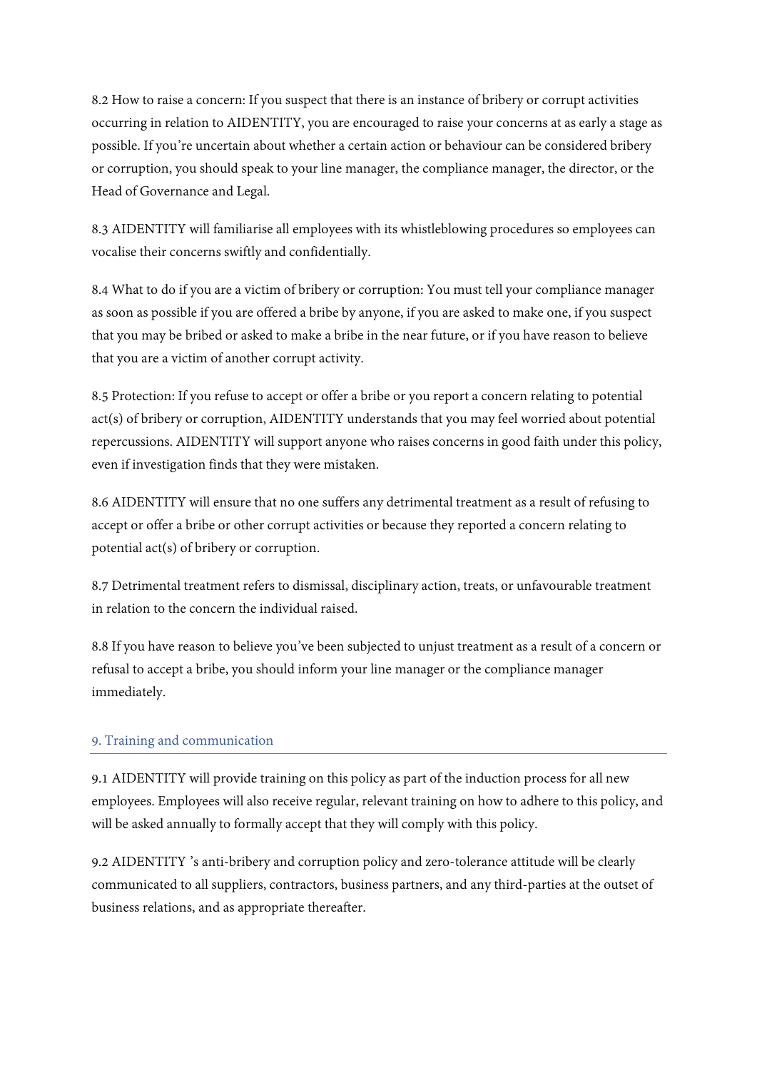8.2 How to raise a concern: If you suspect that there is an instance of bribery or corrupt activities occurring in relation to AIDENTITY, you are encouraged to raise your concerns at as early a stage as possible. If you're uncertain about whether a certain action or behaviour can be considered bribery or corruption, you should speak to your line manager, the compliance manager, the director, or the Head of Governance and Legal.

8.3 AIDENTITY will familiarise all employees with its whistleblowing procedures so employees can vocalise their concerns swiftly and confidentially.

8.4 What to do if you are a victim of bribery or corruption: You must tell your compliance manager as soon as possible if you are offered a bribe by anyone, if you are asked to make one, if you suspect that you may be bribed or asked to make a bribe in the near future, or if you have reason to believe that you are a victim of another corrupt activity.

8.5 Protection: If you refuse to accept or offer a bribe or you report a concern relating to potential act(s) of bribery or corruption, AIDENTITY understands that you may feel worried about potential repercussions. AIDENTITY will support anyone who raises concerns in good faith under this policy, even if investigation finds that they were mistaken.

8.6 AIDENTITY will ensure that no one suffers any detrimental treatment as a result of refusing to accept or offer a bribe or other corrupt activities or because they reported a concern relating to potential act(s) of bribery or corruption.

8.7 Detrimental treatment refers to dismissal, disciplinary action, treats, or unfavourable treatment in relation to the concern the individual raised.

8.8 If you have reason to believe you've been subjected to unjust treatment as a result of a concern or refusal to accept a bribe, you should inform your line manager or the compliance manager immediately.

## 9. Training and communication

9.1 AIDENTITY will provide training on this policy as part of the induction process for all new employees. Employees will also receive regular, relevant training on how to adhere to this policy, and will be asked annually to formally accept that they will comply with this policy.

9.2 AIDENTITY 's anti-bribery and corruption policy and zero-tolerance attitude will be clearly communicated to all suppliers, contractors, business partners, and any third-parties at the outset of business relations, and as appropriate thereafter.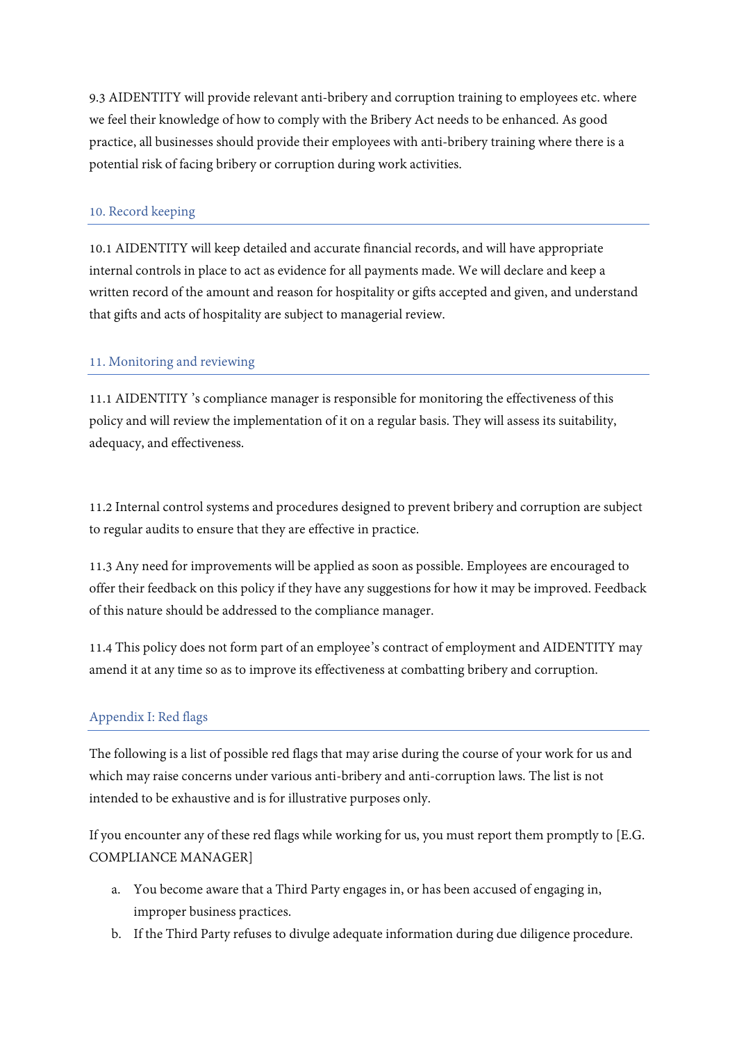9.3 AIDENTITY will provide relevant anti-bribery and corruption training to employees etc. where we feel their knowledge of how to comply with the Bribery Act needs to be enhanced. As good practice, all businesses should provide their employees with anti-bribery training where there is a potential risk of facing bribery or corruption during work activities.

## 10. Record keeping

10.1 AIDENTITY will keep detailed and accurate financial records, and will have appropriate internal controls in place to act as evidence for all payments made. We will declare and keep a written record of the amount and reason for hospitality or gifts accepted and given, and understand that gifts and acts of hospitality are subject to managerial review.

## 11. Monitoring and reviewing

11.1 AIDENTITY 's compliance manager is responsible for monitoring the effectiveness of this policy and will review the implementation of it on a regular basis. They will assess its suitability, adequacy, and effectiveness.

11.2 Internal control systems and procedures designed to prevent bribery and corruption are subject to regular audits to ensure that they are effective in practice.

11.3 Any need for improvements will be applied as soon as possible. Employees are encouraged to offer their feedback on this policy if they have any suggestions for how it may be improved. Feedback of this nature should be addressed to the compliance manager.

11.4 This policy does not form part of an employee's contract of employment and AIDENTITY may amend it at any time so as to improve its effectiveness at combatting bribery and corruption.

## Appendix I: Red flags

The following is a list of possible red flags that may arise during the course of your work for us and which may raise concerns under various anti-bribery and anti-corruption laws. The list is not intended to be exhaustive and is for illustrative purposes only.

If you encounter any of these red flags while working for us, you must report them promptly to [E.G. COMPLIANCE MANAGER]

a. You become aware that a Third Party engages in, or has been accused of engaging in, improper business practices.
b. If the Third Party refuses to divulge adequate information during due diligence procedure.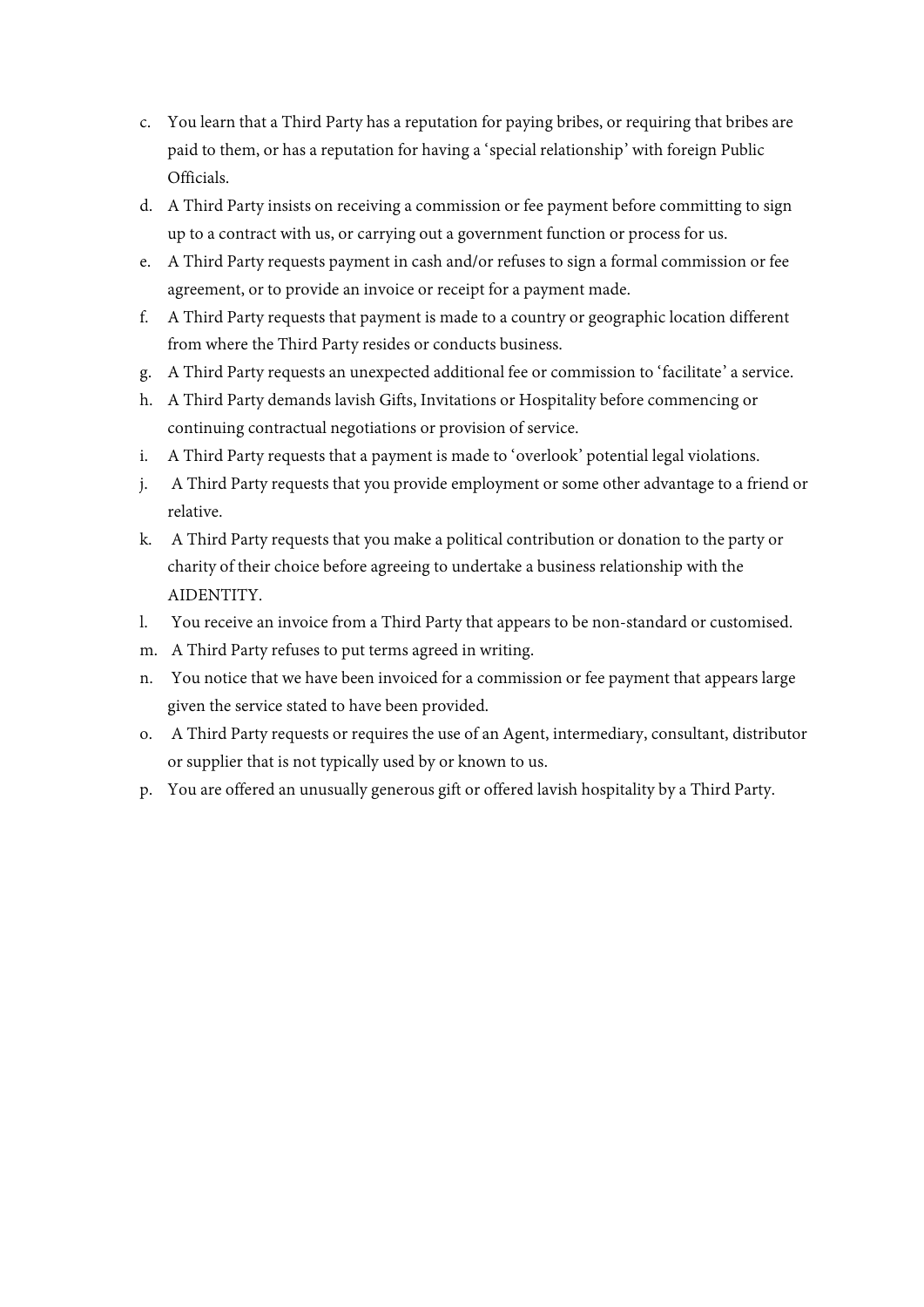c. You learn that a Third Party has a reputation for paying bribes, or requiring that bribes are paid to them, or has a reputation for having a 'special relationship' with foreign Public Officials.
d. A Third Party insists on receiving a commission or fee payment before committing to sign up to a contract with us, or carrying out a government function or process for us.
e. A Third Party requests payment in cash and/or refuses to sign a formal commission or fee agreement, or to provide an invoice or receipt for a payment made.
f. A Third Party requests that payment is made to a country or geographic location different from where the Third Party resides or conducts business.
g. A Third Party requests an unexpected additional fee or commission to 'facilitate' a service.
h. A Third Party demands lavish Gifts, Invitations or Hospitality before commencing or continuing contractual negotiations or provision of service.
i. A Third Party requests that a payment is made to 'overlook' potential legal violations.
j. A Third Party requests that you provide employment or some other advantage to a friend or relative.
k. A Third Party requests that you make a political contribution or donation to the party or charity of their choice before agreeing to undertake a business relationship with the AIDENTITY.
l. You receive an invoice from a Third Party that appears to be non-standard or customised.
m. A Third Party refuses to put terms agreed in writing.
n. You notice that we have been invoiced for a commission or fee payment that appears large given the service stated to have been provided.
o. A Third Party requests or requires the use of an Agent, intermediary, consultant, distributor or supplier that is not typically used by or known to us.
p. You are offered an unusually generous gift or offered lavish hospitality by a Third Party.